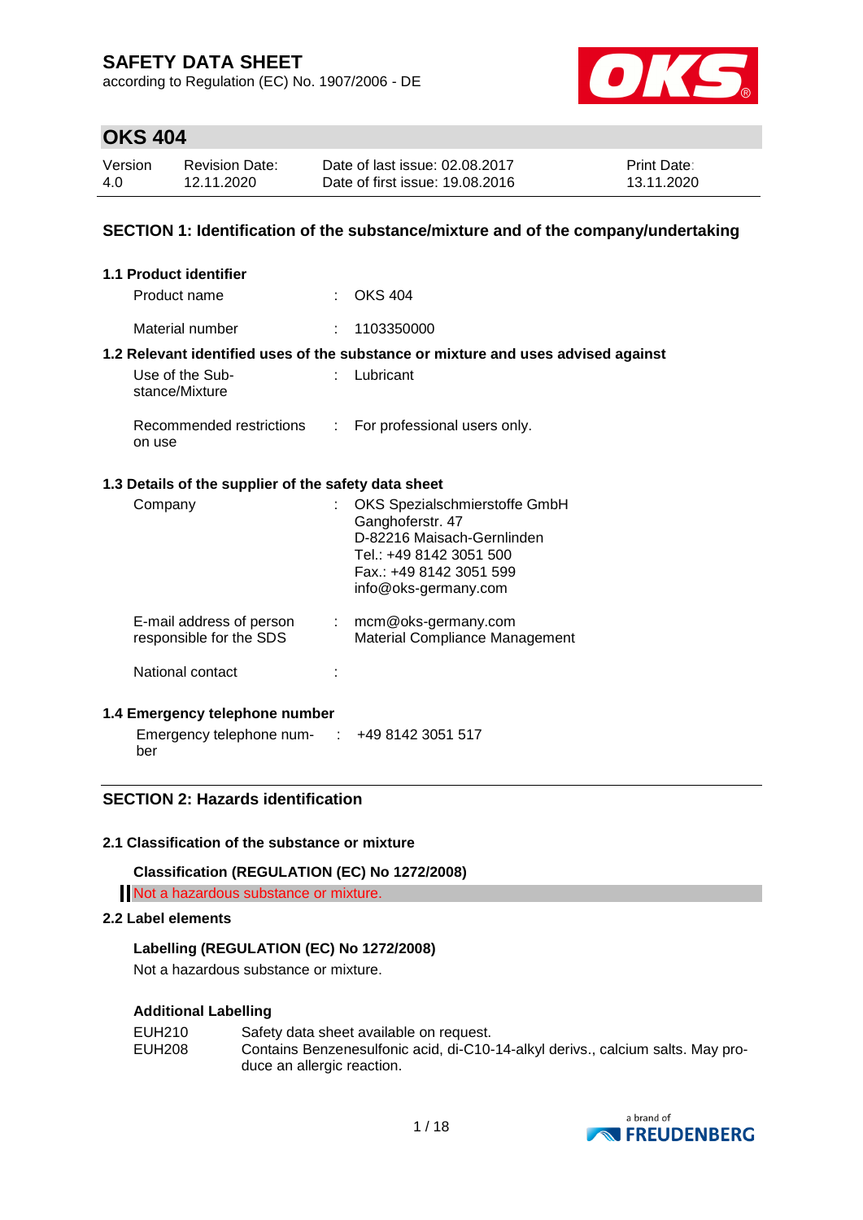# SAFETY DATA SHEET

according to Regulation (EC) No. 1907/2006 - DE

## OKS 404

| Version | Revision Date: | Date of last issue: 02.08.2017 | Print Date: |
|---|---|---|---|
| 4.0 | 12.11.2020 | Date of first issue: 19.08.2016 | 13.11.2020 |

## SECTION 1: Identification of the substance/mixture and of the company/undertaking

### 1.1 Product identifier

Product name : OKS 404

Material number : 1103350000

### 1.2 Relevant identified uses of the substance or mixture and uses advised against

Use of the Substance/Mixture : Lubricant

Recommended restrictions on use : For professional users only.

### 1.3 Details of the supplier of the safety data sheet

Company : OKS Spezialschmierstoffe GmbH
Ganghoferstr. 47
D-82216 Maisach-Gernlinden
Tel.: +49 8142 3051 500
Fax.: +49 8142 3051 599
info@oks-germany.com

E-mail address of person responsible for the SDS : mcm@oks-germany.com
Material Compliance Management

National contact :

### 1.4 Emergency telephone number

Emergency telephone number : +49 8142 3051 517

## SECTION 2: Hazards identification

### 2.1 Classification of the substance or mixture

**Classification (REGULATION (EC) No 1272/2008)**

Not a hazardous substance or mixture.

### 2.2 Label elements

**Labelling (REGULATION (EC) No 1272/2008)**

Not a hazardous substance or mixture.

**Additional Labelling**

| | |
|---|---|
| EUH210 | Safety data sheet available on request. |
| EUH208 | Contains Benzenesulfonic acid, di-C10-14-alkyl derivs., calcium salts. May produce an allergic reaction. |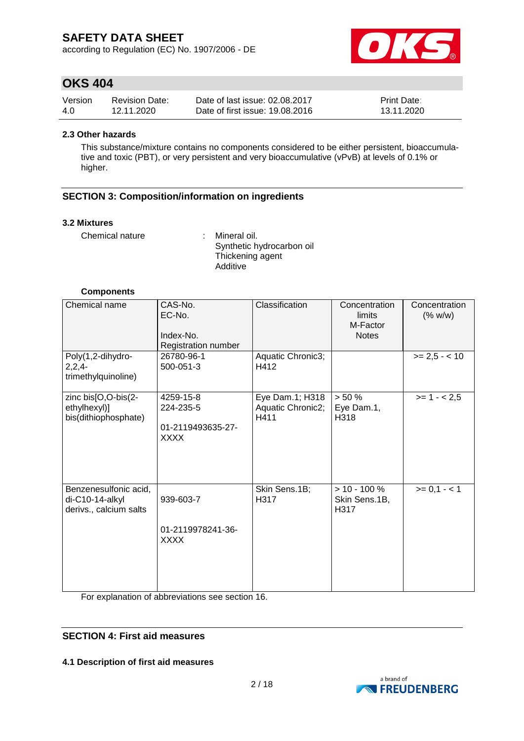#### 2.3 Other hazards

This substance/mixture contains no components considered to be either persistent, bioaccumulative and toxic (PBT), or very persistent and very bioaccumulative (vPvB) at levels of 0.1% or higher.

## SECTION 3: Composition/information on ingredients

#### 3.2 Mixtures

Chemical nature : Mineral oil.
Synthetic hydrocarbon oil
Thickening agent
Additive

**Components**

| Chemical name | CAS-No.<br>EC-No.<br><br>Index-No.<br>Registration number | Classification | Concentration limits<br>M-Factor<br>Notes | Concentration (% w/w) |
|---|---|---|---|---|
| Poly(1,2-dihydro-2,2,4-trimethylquinoline) | 26780-96-1<br>500-051-3 | Aquatic Chronic3; H412 | | >= 2,5 - < 10 |
| zinc bis[O,O-bis(2-ethylhexyl)] bis(dithiophosphate) | 4259-15-8<br>224-235-5<br><br>01-2119493635-27-XXXX | Eye Dam.1; H318<br>Aquatic Chronic2; H411 | > 50 %<br>Eye Dam.1, H318 | >= 1 - < 2,5 |
| Benzenesulfonic acid, di-C10-14-alkyl derivs., calcium salts | <br>939-603-7<br><br>01-2119978241-36-XXXX | Skin Sens.1B; H317 | > 10 - 100 %<br>Skin Sens.1B, H317 | >= 0,1 - < 1 |

For explanation of abbreviations see section 16.

## SECTION 4: First aid measures

#### 4.1 Description of first aid measures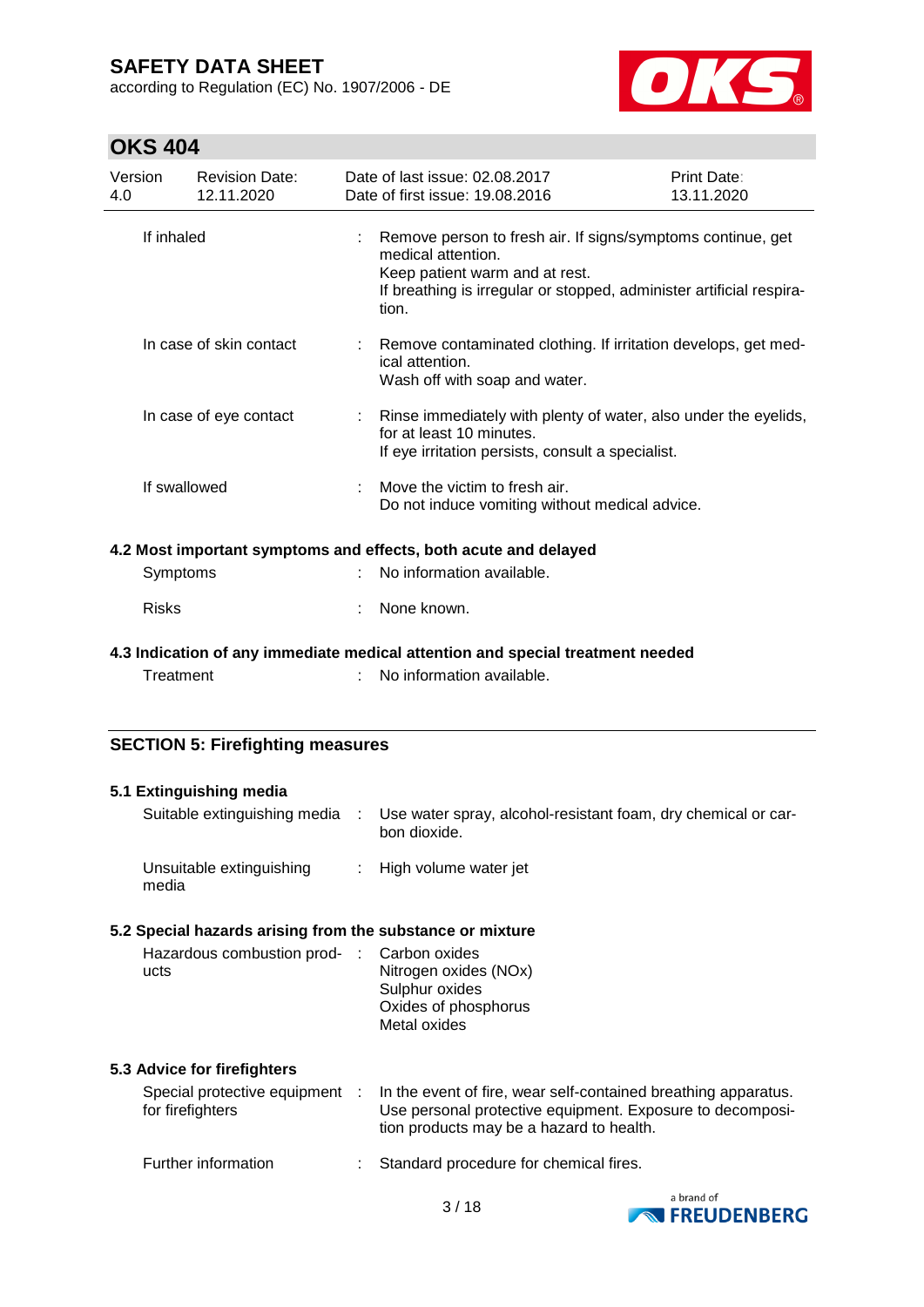| | |
|---|---|
| If inhaled | : Remove person to fresh air. If signs/symptoms continue, get medical attention.<br>Keep patient warm and at rest.<br>If breathing is irregular or stopped, administer artificial respiration. |
| In case of skin contact | : Remove contaminated clothing. If irritation develops, get medical attention.<br>Wash off with soap and water. |
| In case of eye contact | : Rinse immediately with plenty of water, also under the eyelids, for at least 10 minutes.<br>If eye irritation persists, consult a specialist. |
| If swallowed | : Move the victim to fresh air.<br>Do not induce vomiting without medical advice. |

### 4.2 Most important symptoms and effects, both acute and delayed

| | |
|---|---|
| Symptoms | : No information available. |
| Risks | : None known. |

### 4.3 Indication of any immediate medical attention and special treatment needed

| | |
|---|---|
| Treatment | : No information available. |

## SECTION 5: Firefighting measures

### 5.1 Extinguishing media

| | |
|---|---|
| Suitable extinguishing media | : Use water spray, alcohol-resistant foam, dry chemical or carbon dioxide. |
| Unsuitable extinguishing media | : High volume water jet |

### 5.2 Special hazards arising from the substance or mixture

| | |
|---|---|
| Hazardous combustion products | : Carbon oxides<br>Nitrogen oxides (NOx)<br>Sulphur oxides<br>Oxides of phosphorus<br>Metal oxides |

### 5.3 Advice for firefighters

| | |
|---|---|
| Special protective equipment for firefighters | : In the event of fire, wear self-contained breathing apparatus.<br>Use personal protective equipment. Exposure to decomposition products may be a hazard to health. |
| Further information | : Standard procedure for chemical fires. |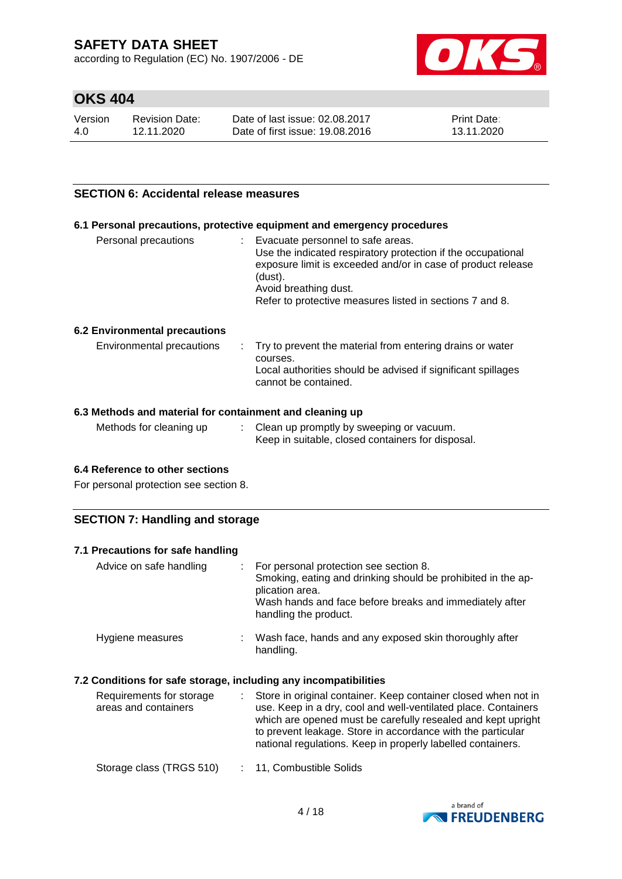## SECTION 6: Accidental release measures

### 6.1 Personal precautions, protective equipment and emergency procedures

| | | |
|---|---|---|
| Personal precautions | : | Evacuate personnel to safe areas.<br>Use the indicated respiratory protection if the occupational exposure limit is exceeded and/or in case of product release (dust).<br>Avoid breathing dust.<br>Refer to protective measures listed in sections 7 and 8. |

### 6.2 Environmental precautions

| | | |
|---|---|---|
| Environmental precautions | : | Try to prevent the material from entering drains or water courses.<br>Local authorities should be advised if significant spillages cannot be contained. |

### 6.3 Methods and material for containment and cleaning up

| | | |
|---|---|---|
| Methods for cleaning up | : | Clean up promptly by sweeping or vacuum.<br>Keep in suitable, closed containers for disposal. |

### 6.4 Reference to other sections

For personal protection see section 8.

## SECTION 7: Handling and storage

### 7.1 Precautions for safe handling

| | | |
|---|---|---|
| Advice on safe handling | : | For personal protection see section 8.<br>Smoking, eating and drinking should be prohibited in the application area.<br>Wash hands and face before breaks and immediately after handling the product. |
| Hygiene measures | : | Wash face, hands and any exposed skin thoroughly after handling. |

### 7.2 Conditions for safe storage, including any incompatibilities

| | | |
|---|---|---|
| Requirements for storage areas and containers | : | Store in original container. Keep container closed when not in use. Keep in a dry, cool and well-ventilated place. Containers which are opened must be carefully resealed and kept upright to prevent leakage. Store in accordance with the particular national regulations. Keep in properly labelled containers. |
| Storage class (TRGS 510) | : | 11, Combustible Solids |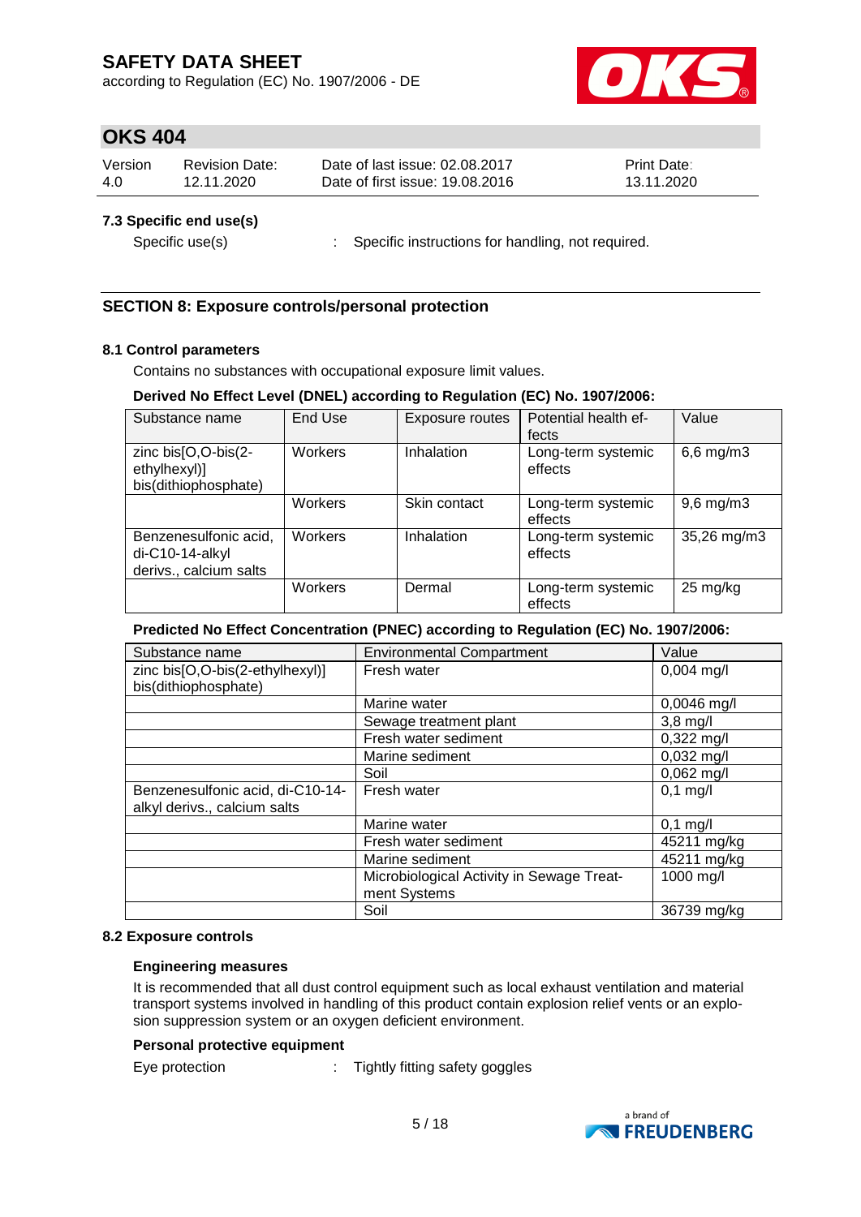### 7.3 Specific end use(s)

Specific use(s) : Specific instructions for handling, not required.

## SECTION 8: Exposure controls/personal protection

### 8.1 Control parameters

Contains no substances with occupational exposure limit values.

**Derived No Effect Level (DNEL) according to Regulation (EC) No. 1907/2006:**

| Substance name | End Use | Exposure routes | Potential health effects | Value |
|---|---|---|---|---|
| zinc bis[O,O-bis(2-ethylhexyl)] bis(dithiophosphate) | Workers | Inhalation | Long-term systemic effects | 6,6 mg/m3 |
| | Workers | Skin contact | Long-term systemic effects | 9,6 mg/m3 |
| Benzenesulfonic acid, di-C10-14-alkyl derivs., calcium salts | Workers | Inhalation | Long-term systemic effects | 35,26 mg/m3 |
| | Workers | Dermal | Long-term systemic effects | 25 mg/kg |

**Predicted No Effect Concentration (PNEC) according to Regulation (EC) No. 1907/2006:**

| Substance name | Environmental Compartment | Value |
|---|---|---|
| zinc bis[O,O-bis(2-ethylhexyl)] bis(dithiophosphate) | Fresh water | 0,004 mg/l |
| | Marine water | 0,0046 mg/l |
| | Sewage treatment plant | 3,8 mg/l |
| | Fresh water sediment | 0,322 mg/l |
| | Marine sediment | 0,032 mg/l |
| | Soil | 0,062 mg/l |
| Benzenesulfonic acid, di-C10-14-alkyl derivs., calcium salts | Fresh water | 0,1 mg/l |
| | Marine water | 0,1 mg/l |
| | Fresh water sediment | 45211 mg/kg |
| | Marine sediment | 45211 mg/kg |
| | Microbiological Activity in Sewage Treatment Systems | 1000 mg/l |
| | Soil | 36739 mg/kg |

### 8.2 Exposure controls

**Engineering measures**

It is recommended that all dust control equipment such as local exhaust ventilation and material transport systems involved in handling of this product contain explosion relief vents or an explosion suppression system or an oxygen deficient environment.

**Personal protective equipment**

Eye protection : Tightly fitting safety goggles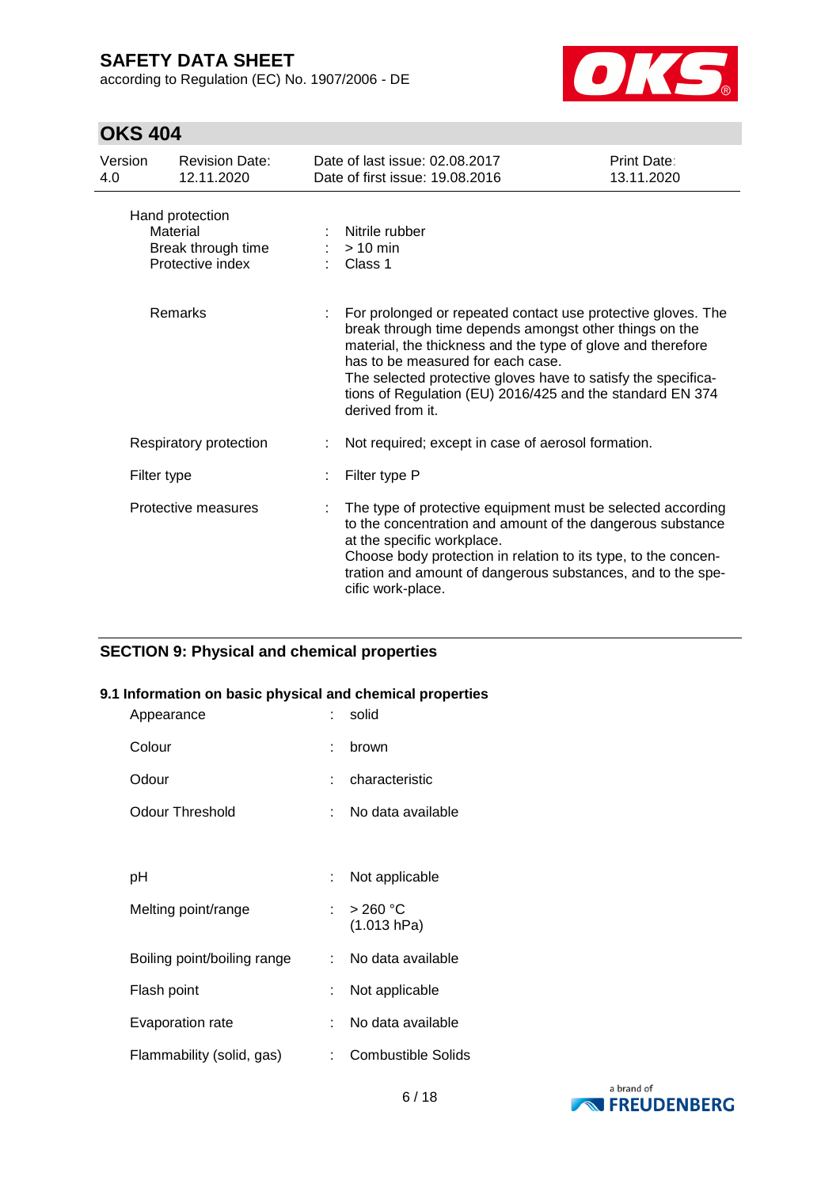| | | |
|---|---|---|
| Hand protection | | |
| Material | : | Nitrile rubber |
| Break through time | : | > 10 min |
| Protective index | : | Class 1 |
| Remarks | : | For prolonged or repeated contact use protective gloves. The break through time depends amongst other things on the material, the thickness and the type of glove and therefore has to be measured for each case. The selected protective gloves have to satisfy the specifications of Regulation (EU) 2016/425 and the standard EN 374 derived from it. |
| Respiratory protection | : | Not required; except in case of aerosol formation. |
| Filter type | : | Filter type P |
| Protective measures | : | The type of protective equipment must be selected according to the concentration and amount of the dangerous substance at the specific workplace. Choose body protection in relation to its type, to the concentration and amount of dangerous substances, and to the specific work-place. |

## SECTION 9: Physical and chemical properties

### 9.1 Information on basic physical and chemical properties

| | | |
|---|---|---|
| Appearance | : | solid |
| Colour | : | brown |
| Odour | : | characteristic |
| Odour Threshold | : | No data available |
| pH | : | Not applicable |
| Melting point/range | : | > 260 °C (1.013 hPa) |
| Boiling point/boiling range | : | No data available |
| Flash point | : | Not applicable |
| Evaporation rate | : | No data available |
| Flammability (solid, gas) | : | Combustible Solids |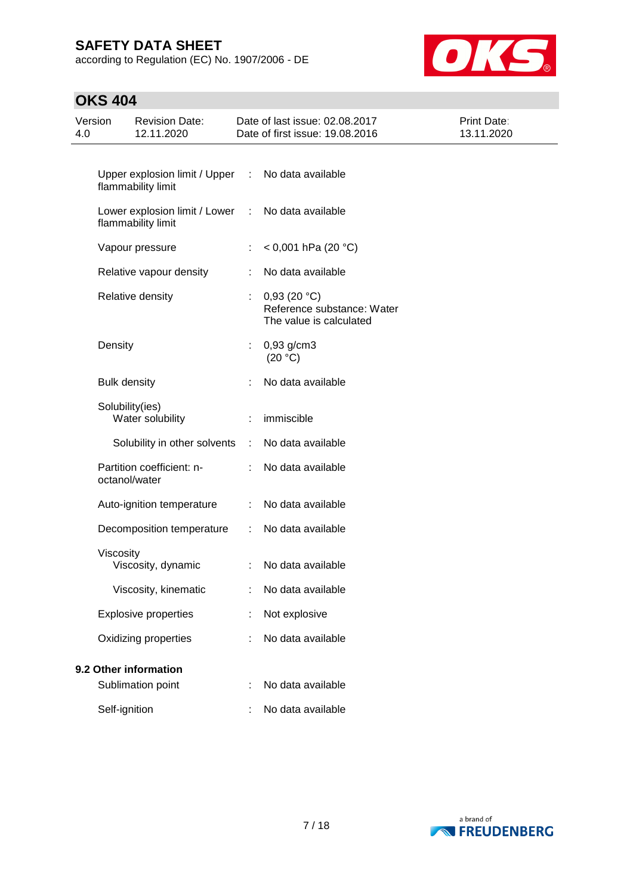| Property | | Value |
|---|---|---|
| Upper explosion limit / Upper flammability limit | : | No data available |
| Lower explosion limit / Lower flammability limit | : | No data available |
| Vapour pressure | : | < 0,001 hPa (20 °C) |
| Relative vapour density | : | No data available |
| Relative density | : | 0,93 (20 °C)<br>Reference substance: Water<br>The value is calculated |
| Density | : | 0,93 g/cm3<br>(20 °C) |
| Bulk density | : | No data available |
| Solubility(ies) | | |
| Water solubility | : | immiscible |
| Solubility in other solvents | : | No data available |
| Partition coefficient: n-octanol/water | : | No data available |
| Auto-ignition temperature | : | No data available |
| Decomposition temperature | : | No data available |
| Viscosity | | |
| Viscosity, dynamic | : | No data available |
| Viscosity, kinematic | : | No data available |
| Explosive properties | : | Not explosive |
| Oxidizing properties | : | No data available |

**9.2 Other information**

| Property | | Value |
|---|---|---|
| Sublimation point | : | No data available |
| Self-ignition | : | No data available |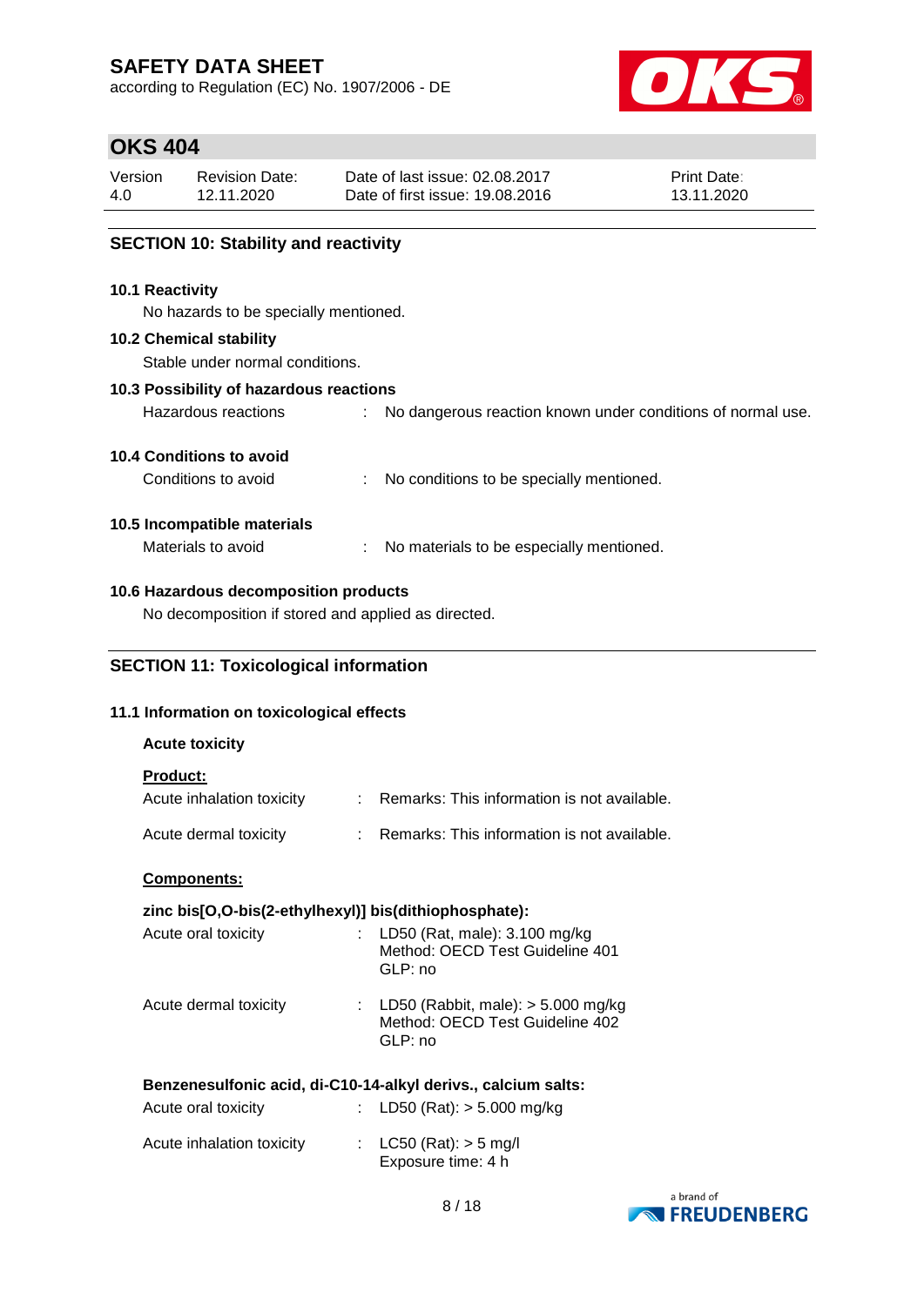## SECTION 10: Stability and reactivity

### 10.1 Reactivity

No hazards to be specially mentioned.

### 10.2 Chemical stability

Stable under normal conditions.

### 10.3 Possibility of hazardous reactions

Hazardous reactions : No dangerous reaction known under conditions of normal use.

### 10.4 Conditions to avoid

Conditions to avoid : No conditions to be specially mentioned.

### 10.5 Incompatible materials

Materials to avoid : No materials to be especially mentioned.

### 10.6 Hazardous decomposition products

No decomposition if stored and applied as directed.

## SECTION 11: Toxicological information

### 11.1 Information on toxicological effects

**Acute toxicity**

**Product:**

Acute inhalation toxicity : Remarks: This information is not available.

Acute dermal toxicity : Remarks: This information is not available.

**Components:**

**zinc bis[O,O-bis(2-ethylhexyl)] bis(dithiophosphate):**

Acute oral toxicity : LD50 (Rat, male): 3.100 mg/kg
Method: OECD Test Guideline 401
GLP: no

Acute dermal toxicity : LD50 (Rabbit, male): > 5.000 mg/kg
Method: OECD Test Guideline 402
GLP: no

**Benzenesulfonic acid, di-C10-14-alkyl derivs., calcium salts:**

Acute oral toxicity : LD50 (Rat): > 5.000 mg/kg

Acute inhalation toxicity : LC50 (Rat): > 5 mg/l
Exposure time: 4 h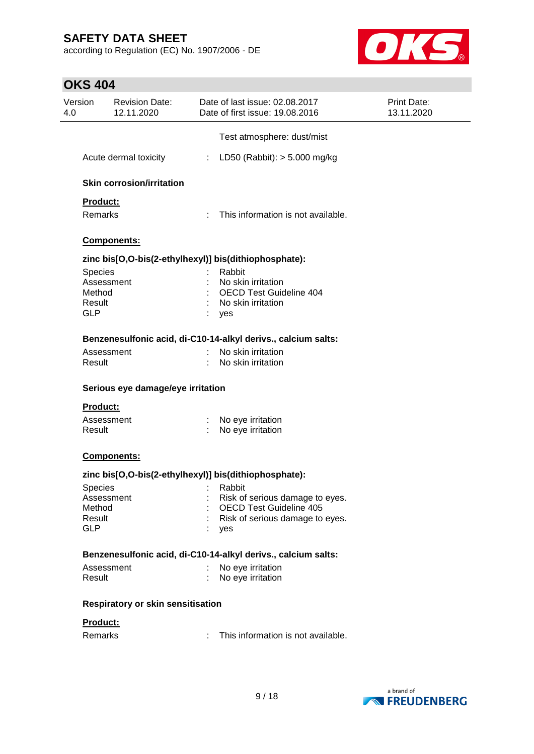Test atmosphere: dust/mist

Acute dermal toxicity : LD50 (Rabbit): > 5.000 mg/kg

**Skin corrosion/irritation**

**Product:**

Remarks : This information is not available.

**Components:**

**zinc bis[O,O-bis(2-ethylhexyl)] bis(dithiophosphate):**

Species : Rabbit
Assessment : No skin irritation
Method : OECD Test Guideline 404
Result : No skin irritation
GLP : yes

**Benzenesulfonic acid, di-C10-14-alkyl derivs., calcium salts:**

Assessment : No skin irritation
Result : No skin irritation

**Serious eye damage/eye irritation**

**Product:**

Assessment : No eye irritation
Result : No eye irritation

**Components:**

**zinc bis[O,O-bis(2-ethylhexyl)] bis(dithiophosphate):**

Species : Rabbit
Assessment : Risk of serious damage to eyes.
Method : OECD Test Guideline 405
Result : Risk of serious damage to eyes.
GLP : yes

**Benzenesulfonic acid, di-C10-14-alkyl derivs., calcium salts:**

Assessment : No eye irritation
Result : No eye irritation

**Respiratory or skin sensitisation**

**Product:**

Remarks : This information is not available.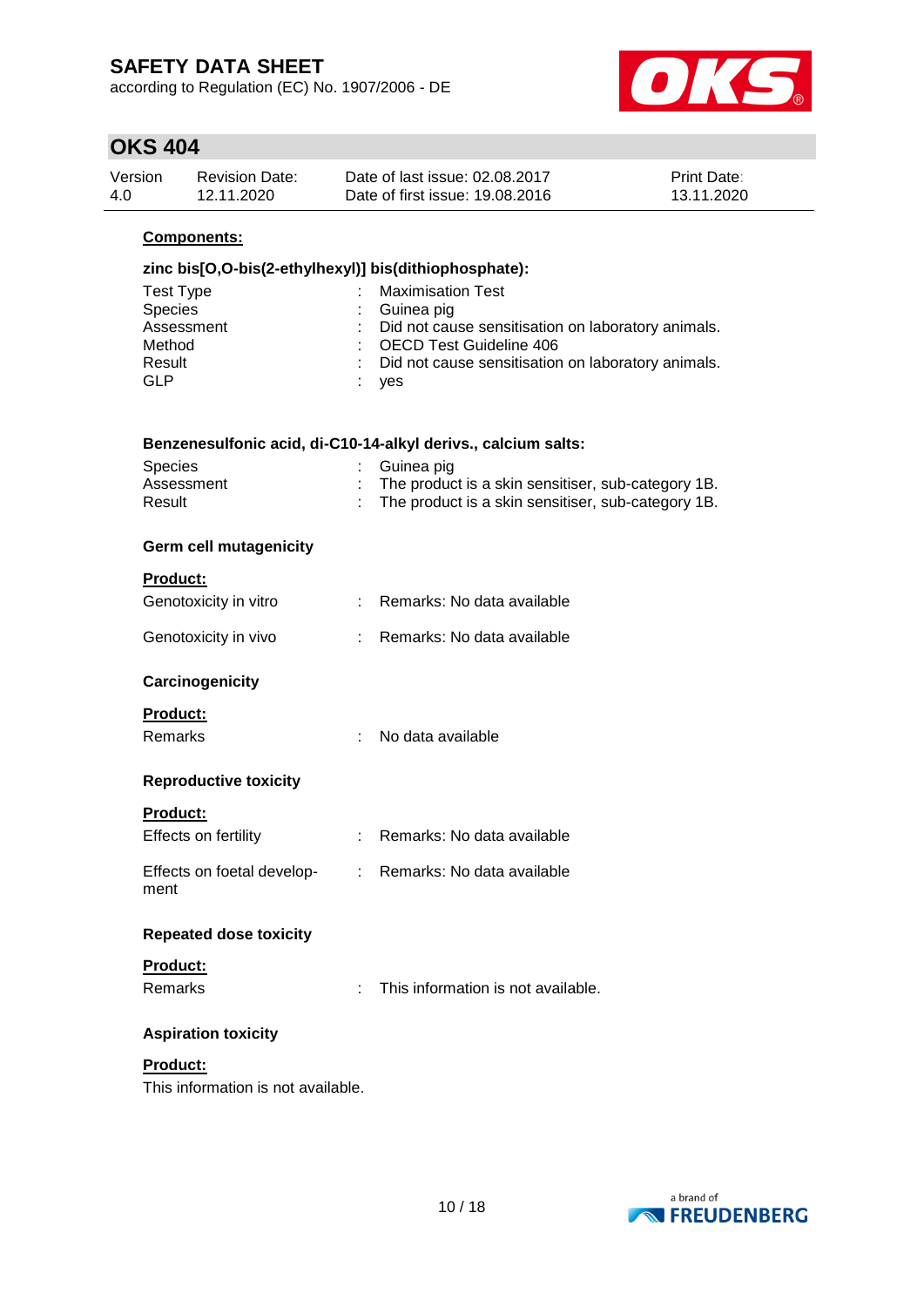**Components:**

**zinc bis[O,O-bis(2-ethylhexyl)] bis(dithiophosphate):**

| | | |
|---|---|---|
| Test Type | : | Maximisation Test |
| Species | : | Guinea pig |
| Assessment | : | Did not cause sensitisation on laboratory animals. |
| Method | : | OECD Test Guideline 406 |
| Result | : | Did not cause sensitisation on laboratory animals. |
| GLP | : | yes |

**Benzenesulfonic acid, di-C10-14-alkyl derivs., calcium salts:**

| | | |
|---|---|---|
| Species | : | Guinea pig |
| Assessment | : | The product is a skin sensitiser, sub-category 1B. |
| Result | : | The product is a skin sensitiser, sub-category 1B. |

### Germ cell mutagenicity

**Product:**

| | | |
|---|---|---|
| Genotoxicity in vitro | : | Remarks: No data available |
| Genotoxicity in vivo | : | Remarks: No data available |

### Carcinogenicity

**Product:**

| | | |
|---|---|---|
| Remarks | : | No data available |

### Reproductive toxicity

**Product:**

| | | |
|---|---|---|
| Effects on fertility | : | Remarks: No data available |
| Effects on foetal development | : | Remarks: No data available |

### Repeated dose toxicity

**Product:**

| | | |
|---|---|---|
| Remarks | : | This information is not available. |

### Aspiration toxicity

**Product:**

This information is not available.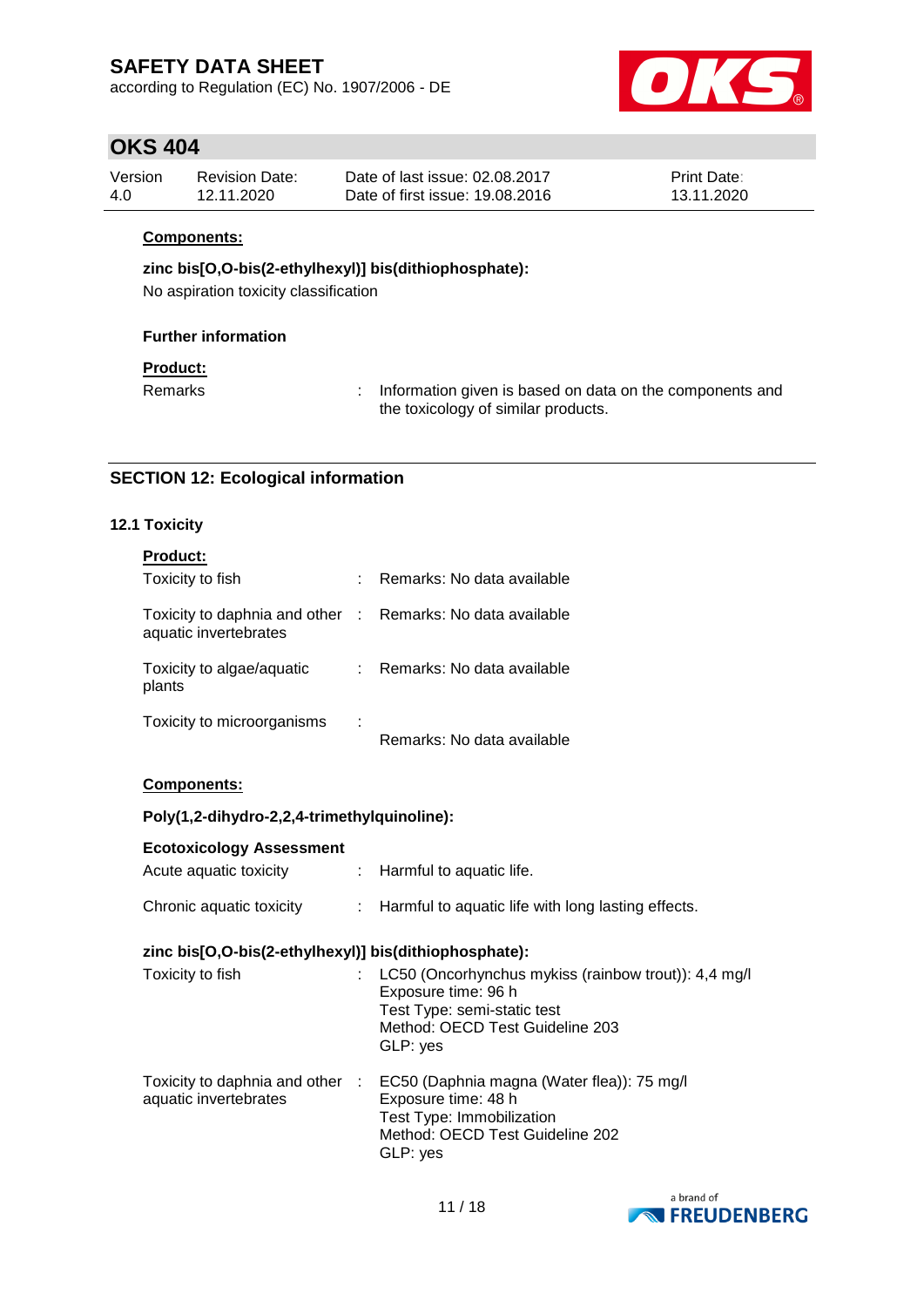**Components:**

**zinc bis[O,O-bis(2-ethylhexyl)] bis(dithiophosphate):**

No aspiration toxicity classification

**Further information**

**Product:**

| | | |
|---|---|---|
| Remarks | : | Information given is based on data on the components and the toxicology of similar products. |

## SECTION 12: Ecological information

### 12.1 Toxicity

**Product:**

| | | |
|---|---|---|
| Toxicity to fish | : | Remarks: No data available |
| Toxicity to daphnia and other aquatic invertebrates | : | Remarks: No data available |
| Toxicity to algae/aquatic plants | : | Remarks: No data available |
| Toxicity to microorganisms | : | Remarks: No data available |

**Components:**

**Poly(1,2-dihydro-2,2,4-trimethylquinoline):**

**Ecotoxicology Assessment**

| | | |
|---|---|---|
| Acute aquatic toxicity | : | Harmful to aquatic life. |
| Chronic aquatic toxicity | : | Harmful to aquatic life with long lasting effects. |

**zinc bis[O,O-bis(2-ethylhexyl)] bis(dithiophosphate):**

| | | |
|---|---|---|
| Toxicity to fish | : | LC50 (Oncorhynchus mykiss (rainbow trout)): 4,4 mg/l<br>Exposure time: 96 h<br>Test Type: semi-static test<br>Method: OECD Test Guideline 203<br>GLP: yes |
| Toxicity to daphnia and other aquatic invertebrates | : | EC50 (Daphnia magna (Water flea)): 75 mg/l<br>Exposure time: 48 h<br>Test Type: Immobilization<br>Method: OECD Test Guideline 202<br>GLP: yes |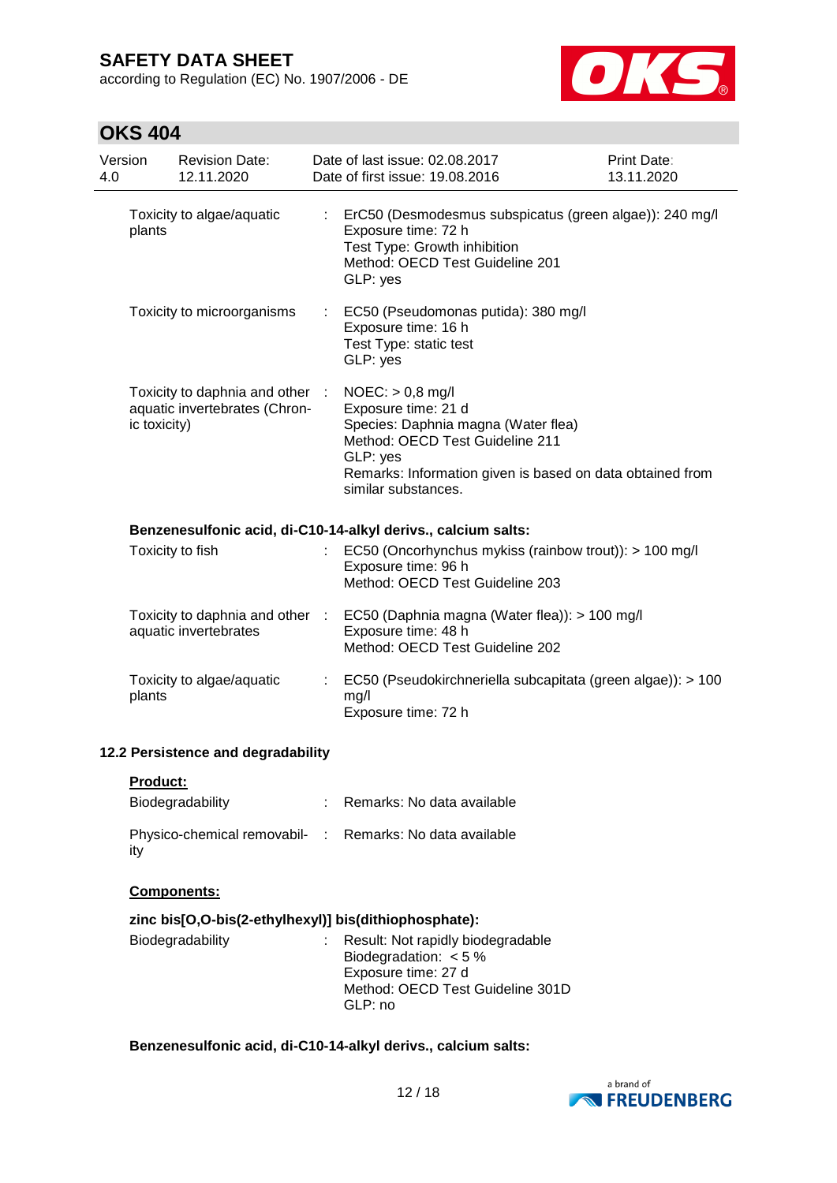Toxicity to algae/aquatic plants : ErC50 (Desmodesmus subspicatus (green algae)): 240 mg/l
Exposure time: 72 h
Test Type: Growth inhibition
Method: OECD Test Guideline 201
GLP: yes

Toxicity to microorganisms : EC50 (Pseudomonas putida): 380 mg/l
Exposure time: 16 h
Test Type: static test
GLP: yes

Toxicity to daphnia and other aquatic invertebrates (Chronic toxicity) : NOEC: > 0,8 mg/l
Exposure time: 21 d
Species: Daphnia magna (Water flea)
Method: OECD Test Guideline 211
GLP: yes
Remarks: Information given is based on data obtained from similar substances.

**Benzenesulfonic acid, di-C10-14-alkyl derivs., calcium salts:**

Toxicity to fish : EC50 (Oncorhynchus mykiss (rainbow trout)): > 100 mg/l
Exposure time: 96 h
Method: OECD Test Guideline 203

Toxicity to daphnia and other aquatic invertebrates : EC50 (Daphnia magna (Water flea)): > 100 mg/l
Exposure time: 48 h
Method: OECD Test Guideline 202

Toxicity to algae/aquatic plants : EC50 (Pseudokirchneriella subcapitata (green algae)): > 100 mg/l
Exposure time: 72 h

## 12.2 Persistence and degradability

**Product:**

Biodegradability : Remarks: No data available

Physico-chemical removability : Remarks: No data available

**Components:**

**zinc bis[O,O-bis(2-ethylhexyl)] bis(dithiophosphate):**

Biodegradability : Result: Not rapidly biodegradable
Biodegradation: < 5 %
Exposure time: 27 d
Method: OECD Test Guideline 301D
GLP: no

**Benzenesulfonic acid, di-C10-14-alkyl derivs., calcium salts:**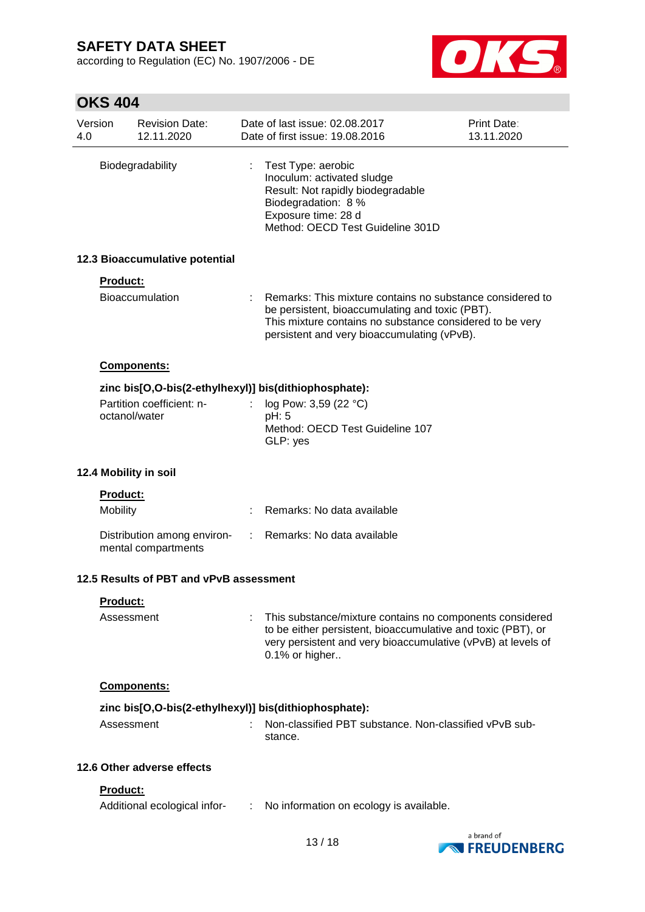| | | |
|---|---|---|
| Biodegradability | : | Test Type: aerobic<br>Inoculum: activated sludge<br>Result: Not rapidly biodegradable<br>Biodegradation: 8 %<br>Exposure time: 28 d<br>Method: OECD Test Guideline 301D |

### 12.3 Bioaccumulative potential

**Product:**

| | | |
|---|---|---|
| Bioaccumulation | : | Remarks: This mixture contains no substance considered to be persistent, bioaccumulating and toxic (PBT).<br>This mixture contains no substance considered to be very persistent and very bioaccumulating (vPvB). |

**Components:**

**zinc bis[O,O-bis(2-ethylhexyl)] bis(dithiophosphate):**

| | | |
|---|---|---|
| Partition coefficient: n-octanol/water | : | log Pow: 3,59 (22 °C)<br>pH: 5<br>Method: OECD Test Guideline 107<br>GLP: yes |

### 12.4 Mobility in soil

**Product:**

| | | |
|---|---|---|
| Mobility | : | Remarks: No data available |
| Distribution among environmental compartments | : | Remarks: No data available |

### 12.5 Results of PBT and vPvB assessment

**Product:**

| | | |
|---|---|---|
| Assessment | : | This substance/mixture contains no components considered to be either persistent, bioaccumulative and toxic (PBT), or very persistent and very bioaccumulative (vPvB) at levels of 0.1% or higher.. |

**Components:**

**zinc bis[O,O-bis(2-ethylhexyl)] bis(dithiophosphate):**

| | | |
|---|---|---|
| Assessment | : | Non-classified PBT substance. Non-classified vPvB substance. |

### 12.6 Other adverse effects

**Product:**

| | | |
|---|---|---|
| Additional ecological infor- | : | No information on ecology is available. |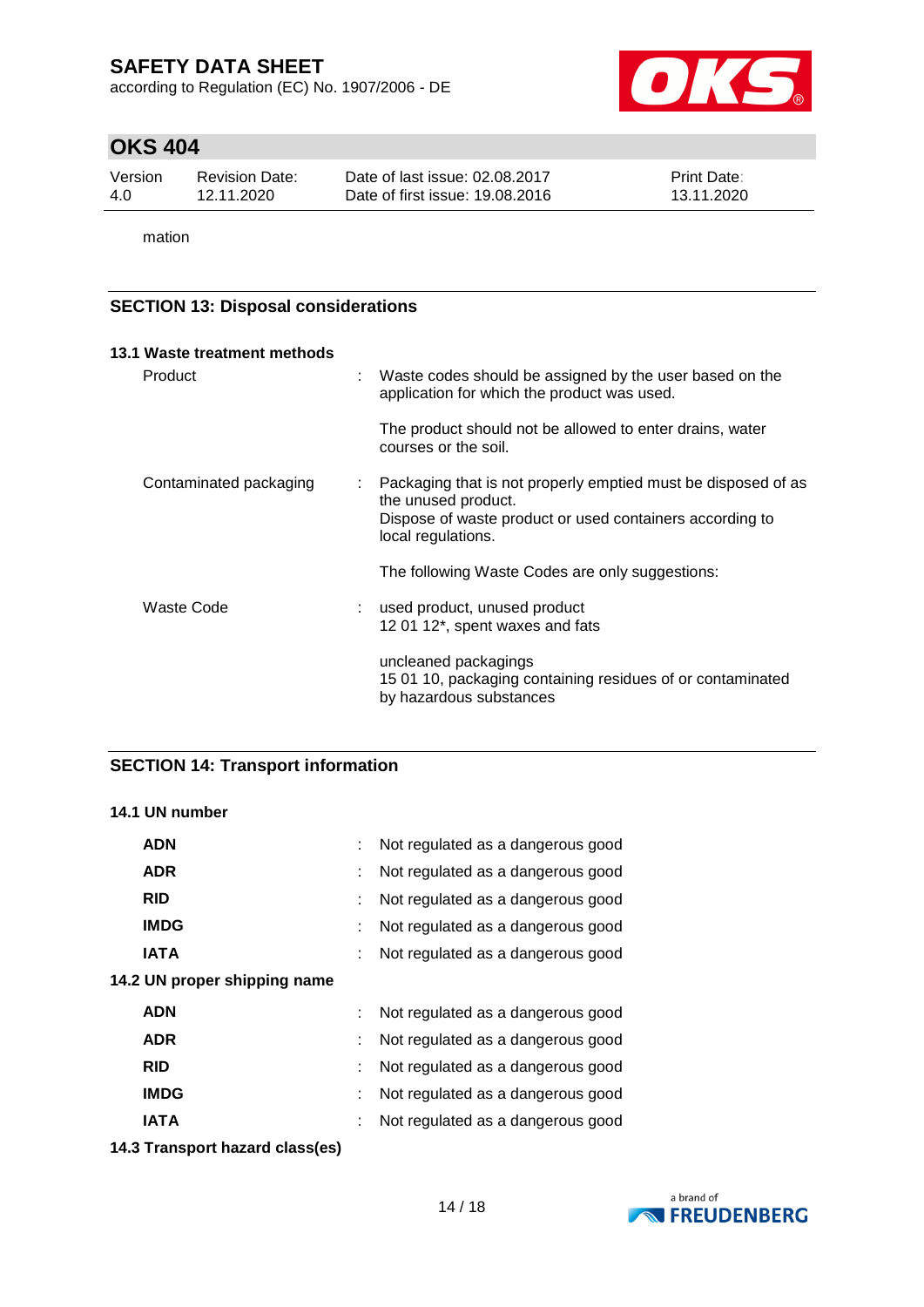mation

## SECTION 13: Disposal considerations

### 13.1 Waste treatment methods

| | | |
|---|---|---|
| Product | : | Waste codes should be assigned by the user based on the application for which the product was used. |
| | | The product should not be allowed to enter drains, water courses or the soil. |
| Contaminated packaging | : | Packaging that is not properly emptied must be disposed of as the unused product.<br>Dispose of waste product or used containers according to local regulations. |
| | | The following Waste Codes are only suggestions: |
| Waste Code | : | used product, unused product<br>12 01 12*, spent waxes and fats |
| | | uncleaned packagings<br>15 01 10, packaging containing residues of or contaminated by hazardous substances |

## SECTION 14: Transport information

### 14.1 UN number

| | | |
|---|---|---|
| **ADN** | : | Not regulated as a dangerous good |
| **ADR** | : | Not regulated as a dangerous good |
| **RID** | : | Not regulated as a dangerous good |
| **IMDG** | : | Not regulated as a dangerous good |
| **IATA** | : | Not regulated as a dangerous good |

### 14.2 UN proper shipping name

| | | |
|---|---|---|
| **ADN** | : | Not regulated as a dangerous good |
| **ADR** | : | Not regulated as a dangerous good |
| **RID** | : | Not regulated as a dangerous good |
| **IMDG** | : | Not regulated as a dangerous good |
| **IATA** | : | Not regulated as a dangerous good |

### 14.3 Transport hazard class(es)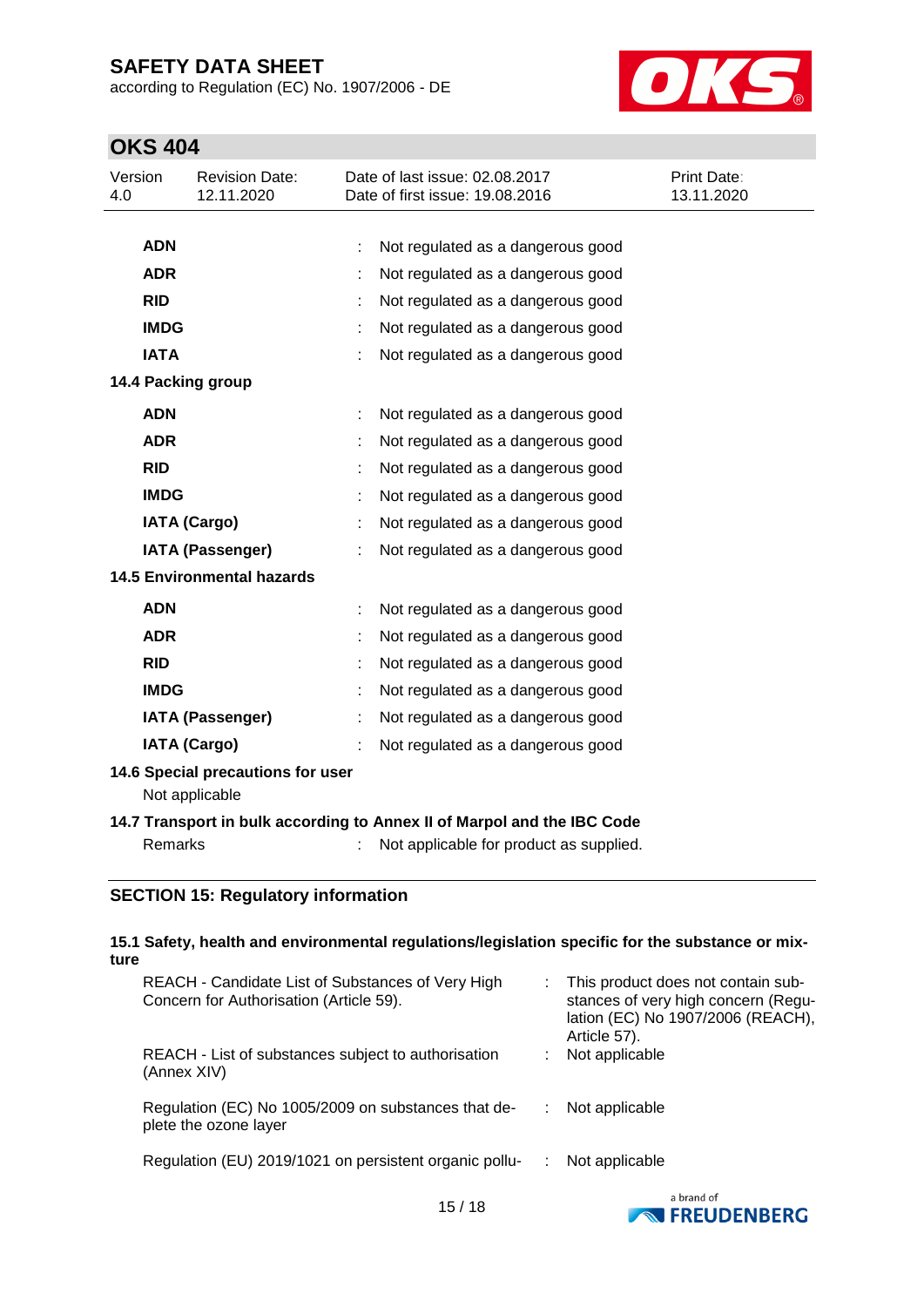| | | |
|---|---|---|
| **ADN** | : | Not regulated as a dangerous good |
| **ADR** | : | Not regulated as a dangerous good |
| **RID** | : | Not regulated as a dangerous good |
| **IMDG** | : | Not regulated as a dangerous good |
| **IATA** | : | Not regulated as a dangerous good |

### 14.4 Packing group

| | | |
|---|---|---|
| **ADN** | : | Not regulated as a dangerous good |
| **ADR** | : | Not regulated as a dangerous good |
| **RID** | : | Not regulated as a dangerous good |
| **IMDG** | : | Not regulated as a dangerous good |
| **IATA (Cargo)** | : | Not regulated as a dangerous good |
| **IATA (Passenger)** | : | Not regulated as a dangerous good |

### 14.5 Environmental hazards

| | | |
|---|---|---|
| **ADN** | : | Not regulated as a dangerous good |
| **ADR** | : | Not regulated as a dangerous good |
| **RID** | : | Not regulated as a dangerous good |
| **IMDG** | : | Not regulated as a dangerous good |
| **IATA (Passenger)** | : | Not regulated as a dangerous good |
| **IATA (Cargo)** | : | Not regulated as a dangerous good |

### 14.6 Special precautions for user

Not applicable

### 14.7 Transport in bulk according to Annex II of Marpol and the IBC Code

Remarks : Not applicable for product as supplied.

## SECTION 15: Regulatory information

### 15.1 Safety, health and environmental regulations/legislation specific for the substance or mixture

| | | |
|---|---|---|
| REACH - Candidate List of Substances of Very High Concern for Authorisation (Article 59). | : | This product does not contain substances of very high concern (Regulation (EC) No 1907/2006 (REACH), Article 57). |
| REACH - List of substances subject to authorisation (Annex XIV) | : | Not applicable |
| Regulation (EC) No 1005/2009 on substances that deplete the ozone layer | : | Not applicable |
| Regulation (EU) 2019/1021 on persistent organic pollu- | : | Not applicable |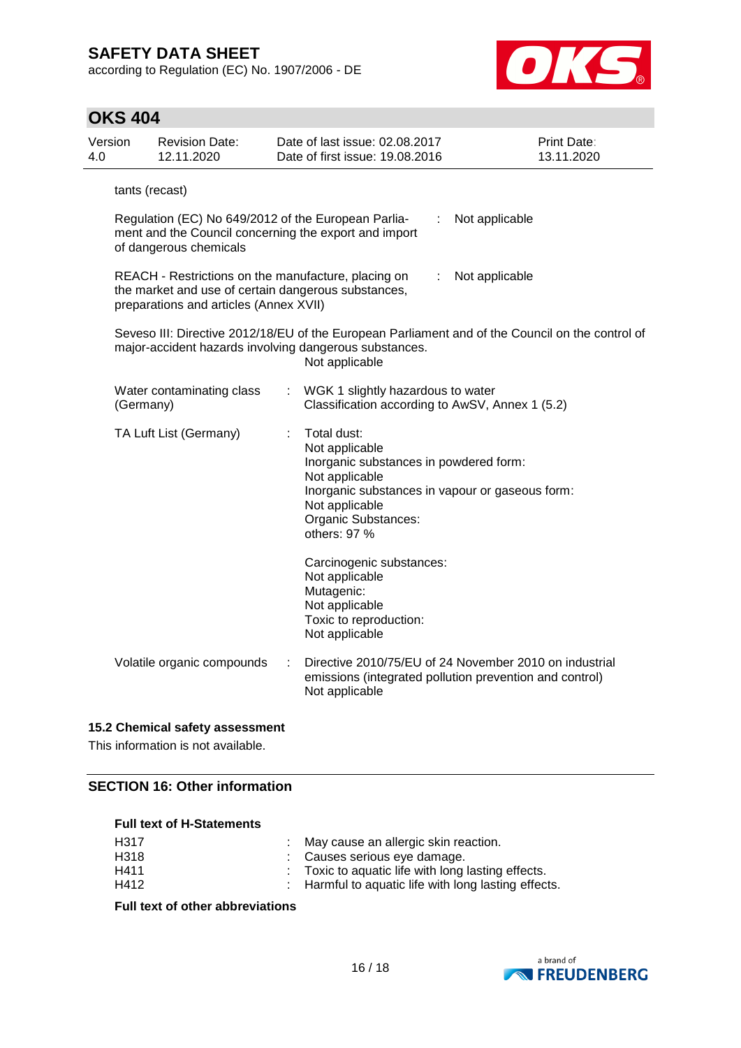tants (recast)

| | | |
|---|---|---|
| Regulation (EC) No 649/2012 of the European Parliament and the Council concerning the export and import of dangerous chemicals | : | Not applicable |
| REACH - Restrictions on the manufacture, placing on the market and use of certain dangerous substances, preparations and articles (Annex XVII) | : | Not applicable |

Seveso III: Directive 2012/18/EU of the European Parliament and of the Council on the control of major-accident hazards involving dangerous substances.
Not applicable

| | | |
|---|---|---|
| Water contaminating class (Germany) | : | WGK 1 slightly hazardous to water<br>Classification according to AwSV, Annex 1 (5.2) |
| TA Luft List (Germany) | : | Total dust:<br>Not applicable<br>Inorganic substances in powdered form:<br>Not applicable<br>Inorganic substances in vapour or gaseous form:<br>Not applicable<br>Organic Substances:<br>others: 97 %<br><br>Carcinogenic substances:<br>Not applicable<br>Mutagenic:<br>Not applicable<br>Toxic to reproduction:<br>Not applicable |
| Volatile organic compounds | : | Directive 2010/75/EU of 24 November 2010 on industrial emissions (integrated pollution prevention and control)<br>Not applicable |

### 15.2 Chemical safety assessment

This information is not available.

## SECTION 16: Other information

**Full text of H-Statements**

| | | |
|---|---|---|
| H317 | : | May cause an allergic skin reaction. |
| H318 | : | Causes serious eye damage. |
| H411 | : | Toxic to aquatic life with long lasting effects. |
| H412 | : | Harmful to aquatic life with long lasting effects. |

**Full text of other abbreviations**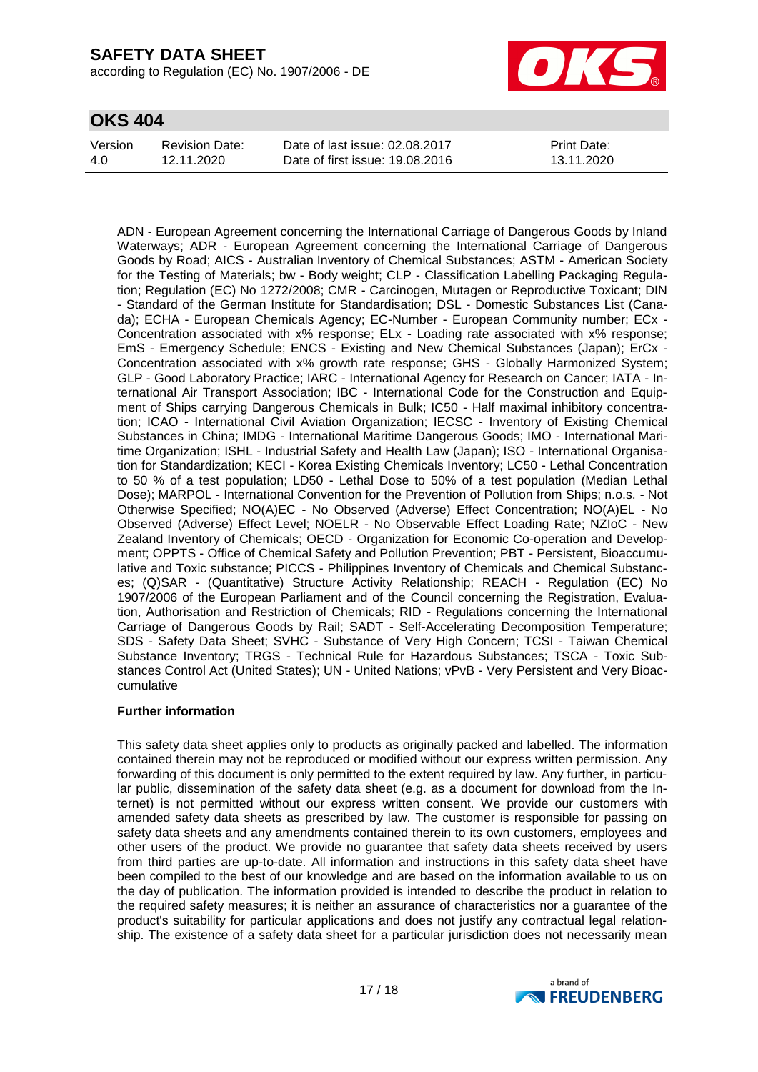ADN - European Agreement concerning the International Carriage of Dangerous Goods by Inland Waterways; ADR - European Agreement concerning the International Carriage of Dangerous Goods by Road; AICS - Australian Inventory of Chemical Substances; ASTM - American Society for the Testing of Materials; bw - Body weight; CLP - Classification Labelling Packaging Regulation; Regulation (EC) No 1272/2008; CMR - Carcinogen, Mutagen or Reproductive Toxicant; DIN - Standard of the German Institute for Standardisation; DSL - Domestic Substances List (Canada); ECHA - European Chemicals Agency; EC-Number - European Community number; ECx - Concentration associated with x% response; ELx - Loading rate associated with x% response; EmS - Emergency Schedule; ENCS - Existing and New Chemical Substances (Japan); ErCx - Concentration associated with x% growth rate response; GHS - Globally Harmonized System; GLP - Good Laboratory Practice; IARC - International Agency for Research on Cancer; IATA - International Air Transport Association; IBC - International Code for the Construction and Equipment of Ships carrying Dangerous Chemicals in Bulk; IC50 - Half maximal inhibitory concentration; ICAO - International Civil Aviation Organization; IECSC - Inventory of Existing Chemical Substances in China; IMDG - International Maritime Dangerous Goods; IMO - International Maritime Organization; ISHL - Industrial Safety and Health Law (Japan); ISO - International Organisation for Standardization; KECI - Korea Existing Chemicals Inventory; LC50 - Lethal Concentration to 50 % of a test population; LD50 - Lethal Dose to 50% of a test population (Median Lethal Dose); MARPOL - International Convention for the Prevention of Pollution from Ships; n.o.s. - Not Otherwise Specified; NO(A)EC - No Observed (Adverse) Effect Concentration; NO(A)EL - No Observed (Adverse) Effect Level; NOELR - No Observable Effect Loading Rate; NZIoC - New Zealand Inventory of Chemicals; OECD - Organization for Economic Co-operation and Development; OPPTS - Office of Chemical Safety and Pollution Prevention; PBT - Persistent, Bioaccumulative and Toxic substance; PICCS - Philippines Inventory of Chemicals and Chemical Substances; (Q)SAR - (Quantitative) Structure Activity Relationship; REACH - Regulation (EC) No 1907/2006 of the European Parliament and of the Council concerning the Registration, Evaluation, Authorisation and Restriction of Chemicals; RID - Regulations concerning the International Carriage of Dangerous Goods by Rail; SADT - Self-Accelerating Decomposition Temperature; SDS - Safety Data Sheet; SVHC - Substance of Very High Concern; TCSI - Taiwan Chemical Substance Inventory; TRGS - Technical Rule for Hazardous Substances; TSCA - Toxic Substances Control Act (United States); UN - United Nations; vPvB - Very Persistent and Very Bioaccumulative

**Further information**

This safety data sheet applies only to products as originally packed and labelled. The information contained therein may not be reproduced or modified without our express written permission. Any forwarding of this document is only permitted to the extent required by law. Any further, in particular public, dissemination of the safety data sheet (e.g. as a document for download from the Internet) is not permitted without our express written consent. We provide our customers with amended safety data sheets as prescribed by law. The customer is responsible for passing on safety data sheets and any amendments contained therein to its own customers, employees and other users of the product. We provide no guarantee that safety data sheets received by users from third parties are up-to-date. All information and instructions in this safety data sheet have been compiled to the best of our knowledge and are based on the information available to us on the day of publication. The information provided is intended to describe the product in relation to the required safety measures; it is neither an assurance of characteristics nor a guarantee of the product's suitability for particular applications and does not justify any contractual legal relationship. The existence of a safety data sheet for a particular jurisdiction does not necessarily mean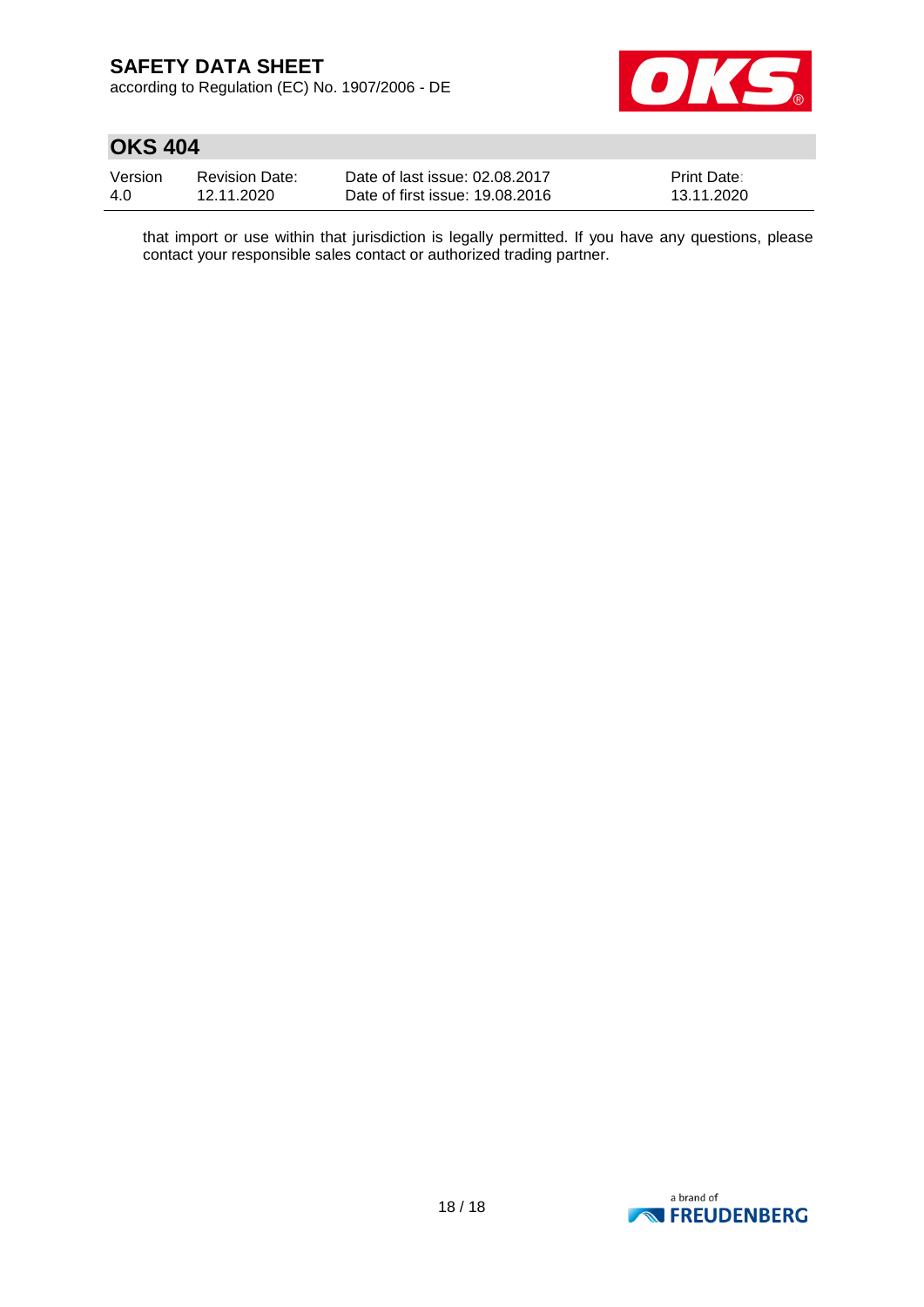that import or use within that jurisdiction is legally permitted. If you have any questions, please contact your responsible sales contact or authorized trading partner.